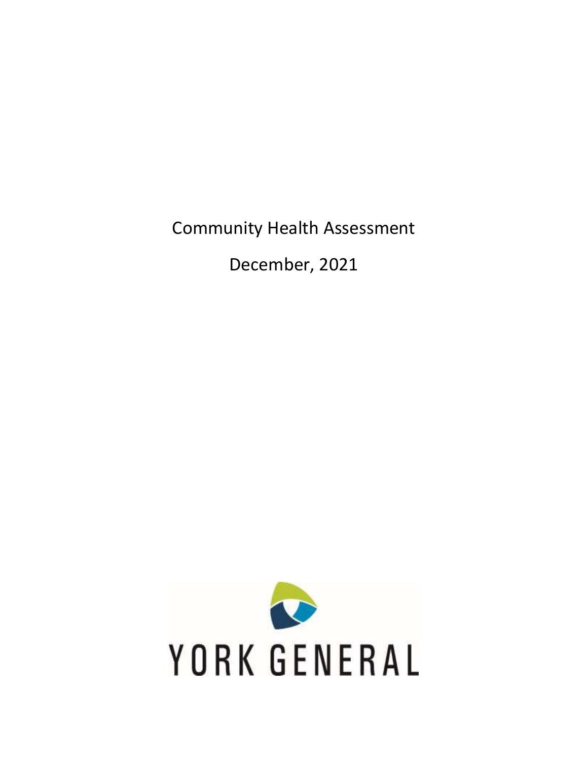# Community Health Assessment

December, 2021

YORK GENERAL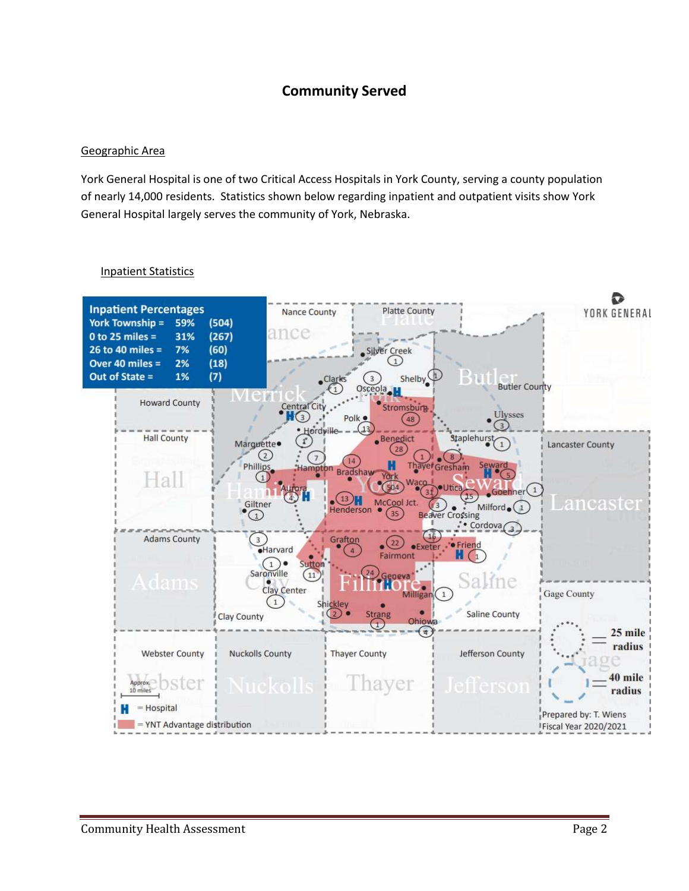# Community Served

## Geographic Area

York General Hospital is one of two Critical Access Hospitals in York County, serving a county population of nearly 14,000 residents. Statistics shown below regarding inpatient and outpatient visits show York General Hospital largely serves the community of York, Nebraska.

### Inpatient Statistics

| Inpatient Percentages | | |
|---|---|---|
| York Township = | 59% | (504) |
| 0 to 25 miles = | 31% | (267) |
| 26 to 40 miles = | 7% | (60) |
| Over 40 miles = | 2% | (18) |
| Out of State = | 1% | (7) |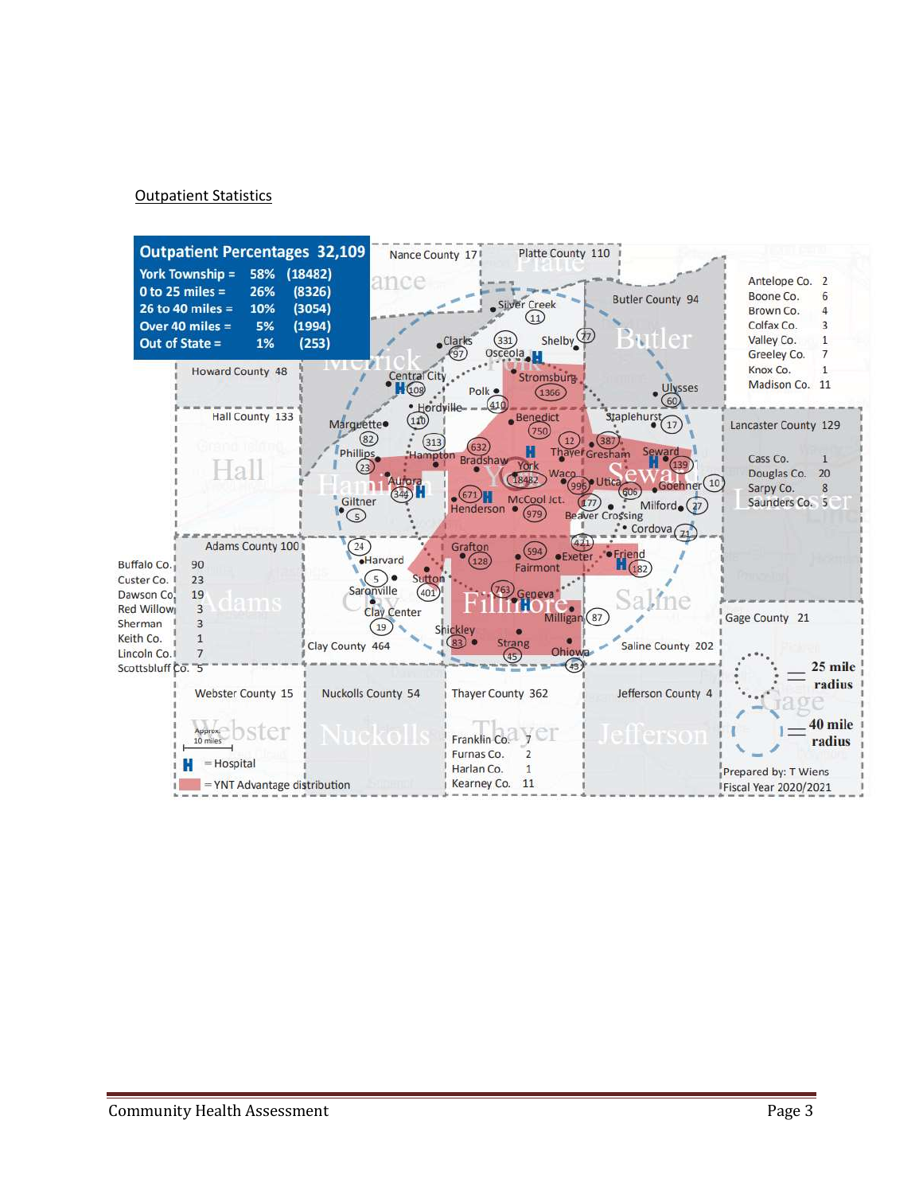## Outpatient Statistics

| Outpatient Percentages 32,109 | | |
|---|---|---|
| York Township = | 58% | (18482) |
| 0 to 25 miles = | 26% | (8326) |
| 26 to 40 miles = | 10% | (3054) |
| Over 40 miles = | 5% | (1994) |
| Out of State = | 1% | (253) |

Nance County 17
Platte County 110
Butler County 94
Howard County 48
Hall County 133
Adams County 100
Clay County 464
Saline County 202
Lancaster County 129
Gage County 21
Webster County 15
Nuckolls County 54
Thayer County 362
Jefferson County 4

Silver Creek (11), Clarks (97), Osceola (331), Shelby (77), Central City (108), Polk, Stromsburg (1366), Ulysses (60), Hordville (410), Marquette (110), Benedict (750), Staplehurst (17), Phillips (82), Hampton (313), Bradshaw (632), Thayer (12), Gresham (387), Seward (139), Aurora (23), York (18482), Waco (996), Utica (606), Goehner (10), Giltner (344), Henderson (671), McCool Jct. (979), Beaver Crossing (177), Milford (27), Cordova (71), Harvard (5), Grafton (24), (594), Exeter (128), Fairmont (421), Friend (182), Saronville (5), Sutton (401), Geneva (763), Clay Center (19), Shickley (83), Strang (45), Milligan (87), Ohiowa (43)

| | |
|---|---|
| Antelope Co. | 2 |
| Boone Co. | 6 |
| Brown Co. | 4 |
| Colfax Co. | 3 |
| Valley Co. | 1 |
| Greeley Co. | 7 |
| Knox Co. | 1 |
| Madison Co. | 11 |

| | |
|---|---|
| Cass Co. | 1 |
| Douglas Co. | 20 |
| Sarpy Co. | 8 |
| Saunders Co. | 5 |

| | |
|---|---|
| Buffalo Co. | 90 |
| Custer Co. | 23 |
| Dawson Co. | 19 |
| Red Willow | 3 |
| Sherman | 3 |
| Keith Co. | 1 |
| Lincoln Co. | 7 |
| Scottsbluff Co. | 5 |

| | |
|---|---|
| Franklin Co. | 7 |
| Furnas Co. | 2 |
| Harlan Co. | 1 |
| Kearney Co. | 11 |

Approx. 10 miles

H = Hospital

= YNT Advantage distribution

= 25 mile radius

= 40 mile radius

Prepared by: T Wiens
Fiscal Year 2020/2021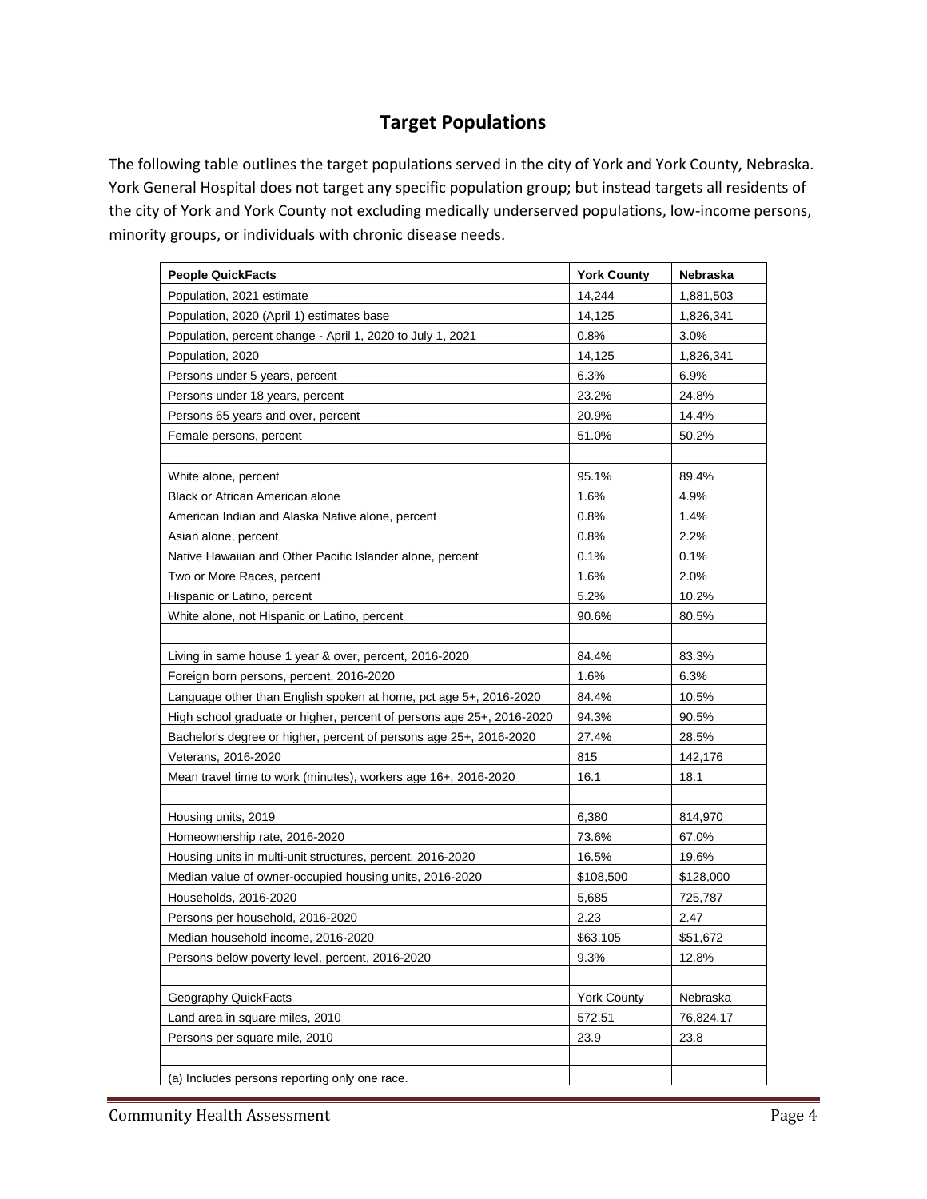## Target Populations

The following table outlines the target populations served in the city of York and York County, Nebraska. York General Hospital does not target any specific population group; but instead targets all residents of the city of York and York County not excluding medically underserved populations, low-income persons, minority groups, or individuals with chronic disease needs.

| People QuickFacts | York County | Nebraska |
|---|---|---|
| Population, 2021 estimate | 14,244 | 1,881,503 |
| Population, 2020 (April 1) estimates base | 14,125 | 1,826,341 |
| Population, percent change - April 1, 2020 to July 1, 2021 | 0.8% | 3.0% |
| Population, 2020 | 14,125 | 1,826,341 |
| Persons under 5 years, percent | 6.3% | 6.9% |
| Persons under 18 years, percent | 23.2% | 24.8% |
| Persons 65 years and over, percent | 20.9% | 14.4% |
| Female persons, percent | 51.0% | 50.2% |
| | | |
| White alone, percent | 95.1% | 89.4% |
| Black or African American alone | 1.6% | 4.9% |
| American Indian and Alaska Native alone, percent | 0.8% | 1.4% |
| Asian alone, percent | 0.8% | 2.2% |
| Native Hawaiian and Other Pacific Islander alone, percent | 0.1% | 0.1% |
| Two or More Races, percent | 1.6% | 2.0% |
| Hispanic or Latino, percent | 5.2% | 10.2% |
| White alone, not Hispanic or Latino, percent | 90.6% | 80.5% |
| | | |
| Living in same house 1 year & over, percent, 2016-2020 | 84.4% | 83.3% |
| Foreign born persons, percent, 2016-2020 | 1.6% | 6.3% |
| Language other than English spoken at home, pct age 5+, 2016-2020 | 84.4% | 10.5% |
| High school graduate or higher, percent of persons age 25+, 2016-2020 | 94.3% | 90.5% |
| Bachelor's degree or higher, percent of persons age 25+, 2016-2020 | 27.4% | 28.5% |
| Veterans, 2016-2020 | 815 | 142,176 |
| Mean travel time to work (minutes), workers age 16+, 2016-2020 | 16.1 | 18.1 |
| | | |
| Housing units, 2019 | 6,380 | 814,970 |
| Homeownership rate, 2016-2020 | 73.6% | 67.0% |
| Housing units in multi-unit structures, percent, 2016-2020 | 16.5% | 19.6% |
| Median value of owner-occupied housing units, 2016-2020 | $108,500 | $128,000 |
| Households, 2016-2020 | 5,685 | 725,787 |
| Persons per household, 2016-2020 | 2.23 | 2.47 |
| Median household income, 2016-2020 | $63,105 | $51,672 |
| Persons below poverty level, percent, 2016-2020 | 9.3% | 12.8% |
| | | |
| Geography QuickFacts | York County | Nebraska |
| Land area in square miles, 2010 | 572.51 | 76,824.17 |
| Persons per square mile, 2010 | 23.9 | 23.8 |
| | | |
| (a) Includes persons reporting only one race. | | |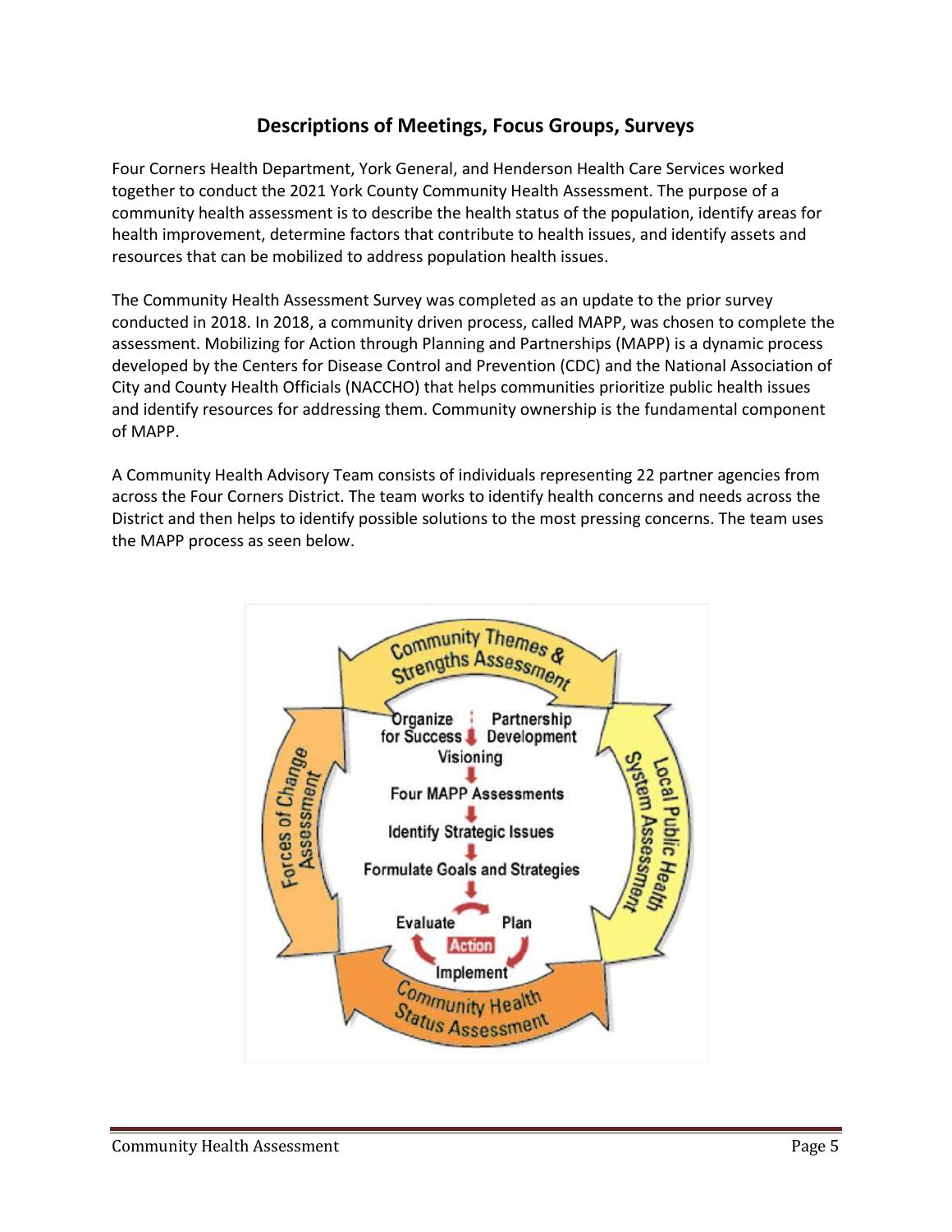## Descriptions of Meetings, Focus Groups, Surveys

Four Corners Health Department, York General, and Henderson Health Care Services worked together to conduct the 2021 York County Community Health Assessment. The purpose of a community health assessment is to describe the health status of the population, identify areas for health improvement, determine factors that contribute to health issues, and identify assets and resources that can be mobilized to address population health issues.

The Community Health Assessment Survey was completed as an update to the prior survey conducted in 2018. In 2018, a community driven process, called MAPP, was chosen to complete the assessment. Mobilizing for Action through Planning and Partnerships (MAPP) is a dynamic process developed by the Centers for Disease Control and Prevention (CDC) and the National Association of City and County Health Officials (NACCHO) that helps communities prioritize public health issues and identify resources for addressing them. Community ownership is the fundamental component of MAPP.

A Community Health Advisory Team consists of individuals representing 22 partner agencies from across the Four Corners District. The team works to identify health concerns and needs across the District and then helps to identify possible solutions to the most pressing concerns. The team uses the MAPP process as seen below.

Community Themes & Strengths Assessment

Local Public Health System Assessment

Community Health Status Assessment

Forces of Change Assessment

Organize for Success

Partnership Development

Visioning

Four MAPP Assessments

Identify Strategic Issues

Formulate Goals and Strategies

Plan

Implement

Evaluate

Action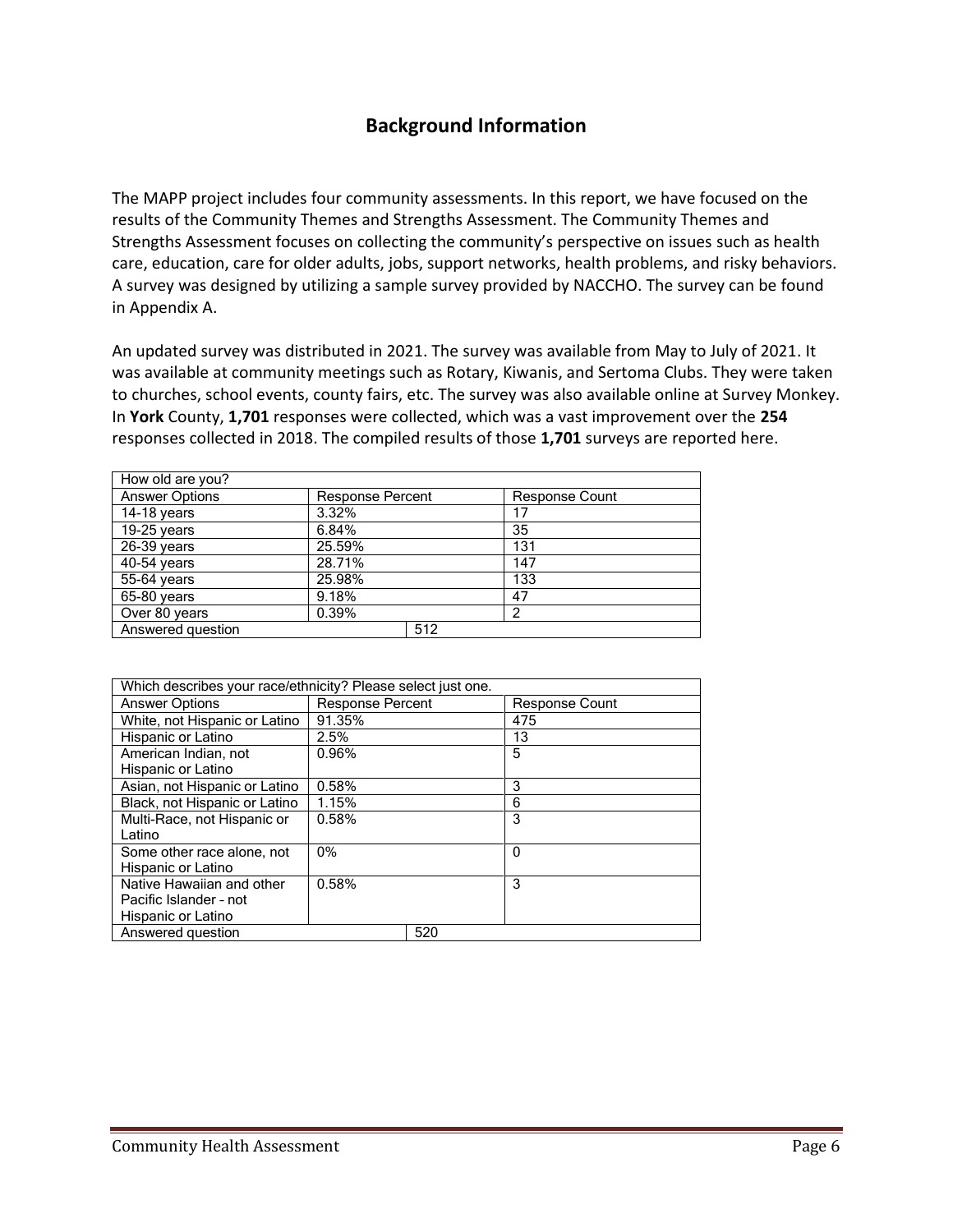## Background Information

The MAPP project includes four community assessments. In this report, we have focused on the results of the Community Themes and Strengths Assessment. The Community Themes and Strengths Assessment focuses on collecting the community's perspective on issues such as health care, education, care for older adults, jobs, support networks, health problems, and risky behaviors. A survey was designed by utilizing a sample survey provided by NACCHO. The survey can be found in Appendix A.

An updated survey was distributed in 2021. The survey was available from May to July of 2021. It was available at community meetings such as Rotary, Kiwanis, and Sertoma Clubs. They were taken to churches, school events, county fairs, etc. The survey was also available online at Survey Monkey. In **York** County, **1,701** responses were collected, which was a vast improvement over the **254** responses collected in 2018. The compiled results of those **1,701** surveys are reported here.

| How old are you? | | |
|---|---|---|
| Answer Options | Response Percent | Response Count |
| 14-18 years | 3.32% | 17 |
| 19-25 years | 6.84% | 35 |
| 26-39 years | 25.59% | 131 |
| 40-54 years | 28.71% | 147 |
| 55-64 years | 25.98% | 133 |
| 65-80 years | 9.18% | 47 |
| Over 80 years | 0.39% | 2 |
| Answered question | 512 | |

| Which describes your race/ethnicity? Please select just one. | | |
|---|---|---|
| Answer Options | Response Percent | Response Count |
| White, not Hispanic or Latino | 91.35% | 475 |
| Hispanic or Latino | 2.5% | 13 |
| American Indian, not Hispanic or Latino | 0.96% | 5 |
| Asian, not Hispanic or Latino | 0.58% | 3 |
| Black, not Hispanic or Latino | 1.15% | 6 |
| Multi-Race, not Hispanic or Latino | 0.58% | 3 |
| Some other race alone, not Hispanic or Latino | 0% | 0 |
| Native Hawaiian and other Pacific Islander - not Hispanic or Latino | 0.58% | 3 |
| Answered question | 520 | |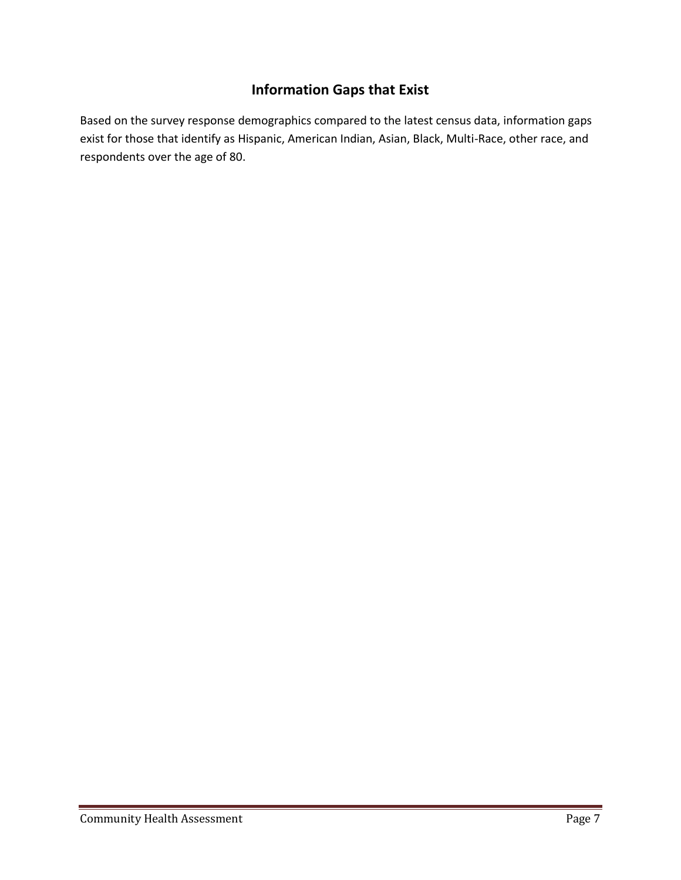## Information Gaps that Exist

Based on the survey response demographics compared to the latest census data, information gaps exist for those that identify as Hispanic, American Indian, Asian, Black, Multi-Race, other race, and respondents over the age of 80.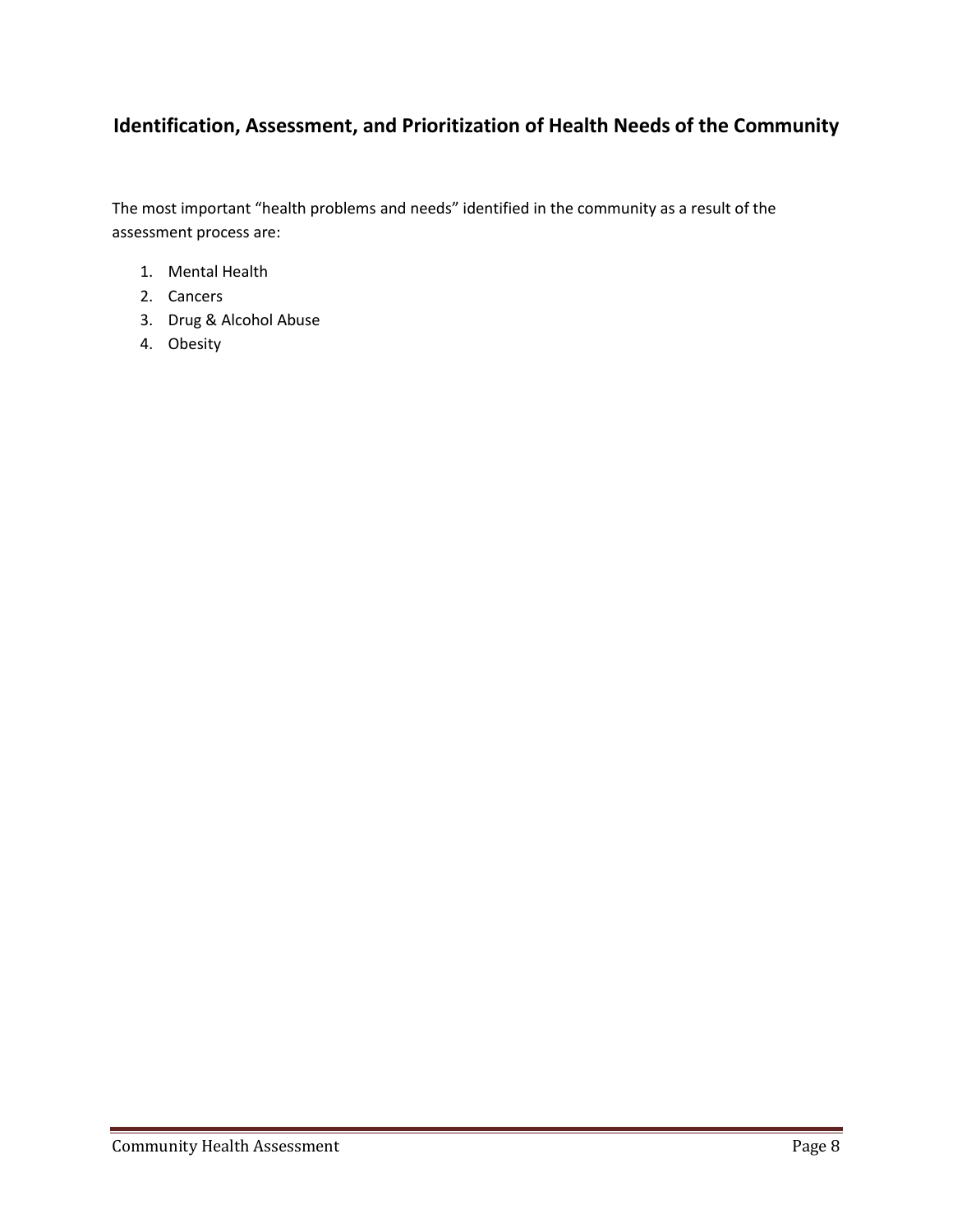## Identification, Assessment, and Prioritization of Health Needs of the Community

The most important "health problems and needs" identified in the community as a result of the assessment process are:

1. Mental Health
2. Cancers
3. Drug & Alcohol Abuse
4. Obesity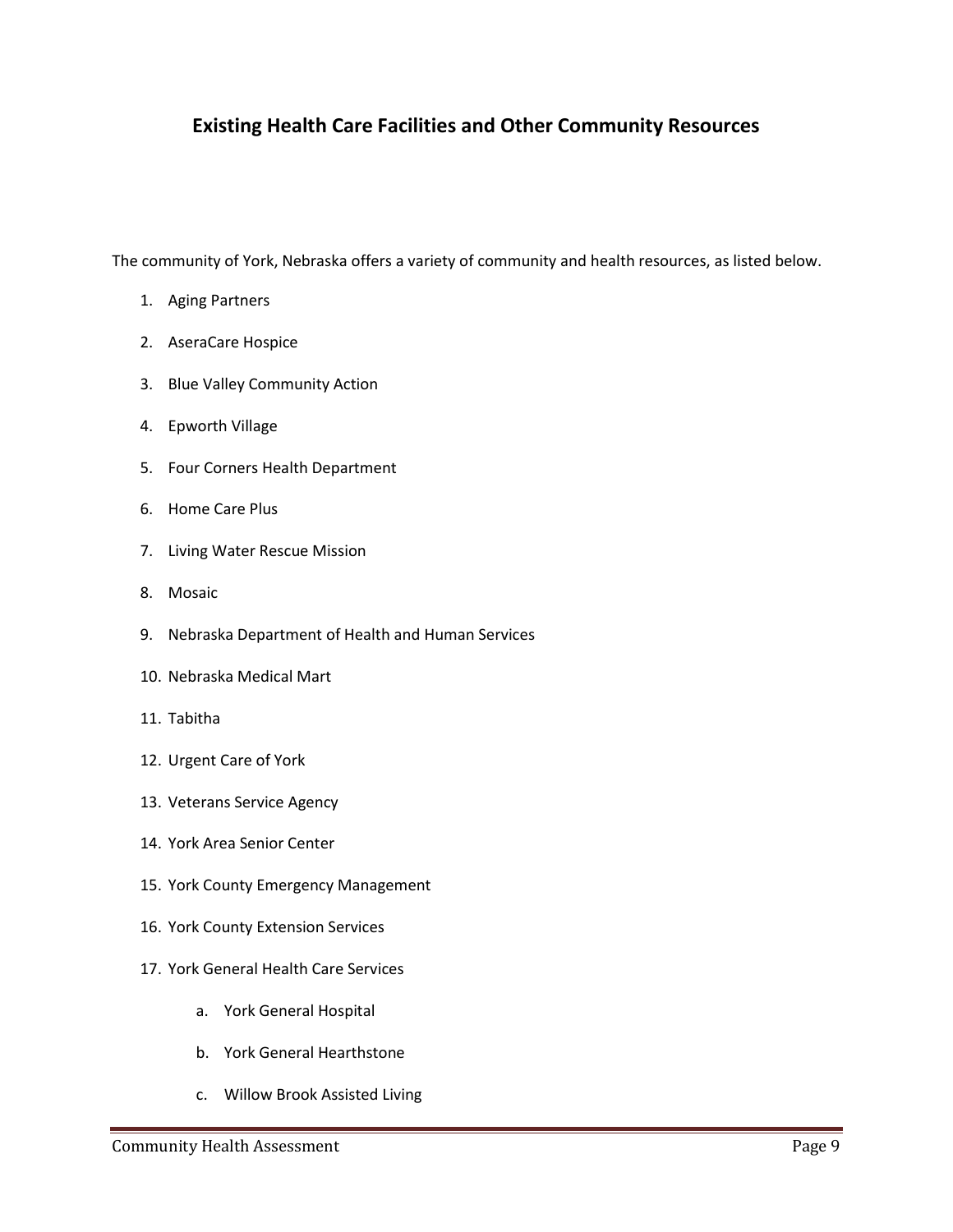## Existing Health Care Facilities and Other Community Resources

The community of York, Nebraska offers a variety of community and health resources, as listed below.

1. Aging Partners
2. AseraCare Hospice
3. Blue Valley Community Action
4. Epworth Village
5. Four Corners Health Department
6. Home Care Plus
7. Living Water Rescue Mission
8. Mosaic
9. Nebraska Department of Health and Human Services
10. Nebraska Medical Mart
11. Tabitha
12. Urgent Care of York
13. Veterans Service Agency
14. York Area Senior Center
15. York County Emergency Management
16. York County Extension Services
17. York General Health Care Services
    a. York General Hospital
    b. York General Hearthstone
    c. Willow Brook Assisted Living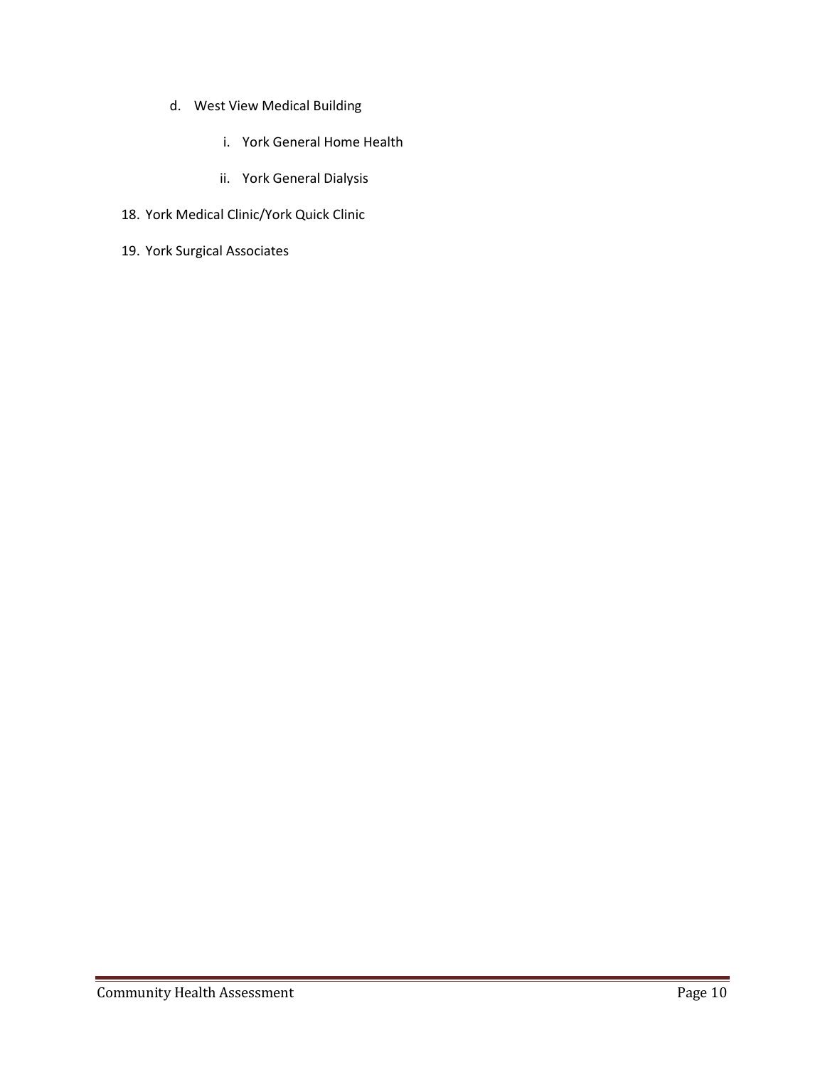d. West View Medical Building

      i. York General Home Health

      ii. York General Dialysis

18. York Medical Clinic/York Quick Clinic

19. York Surgical Associates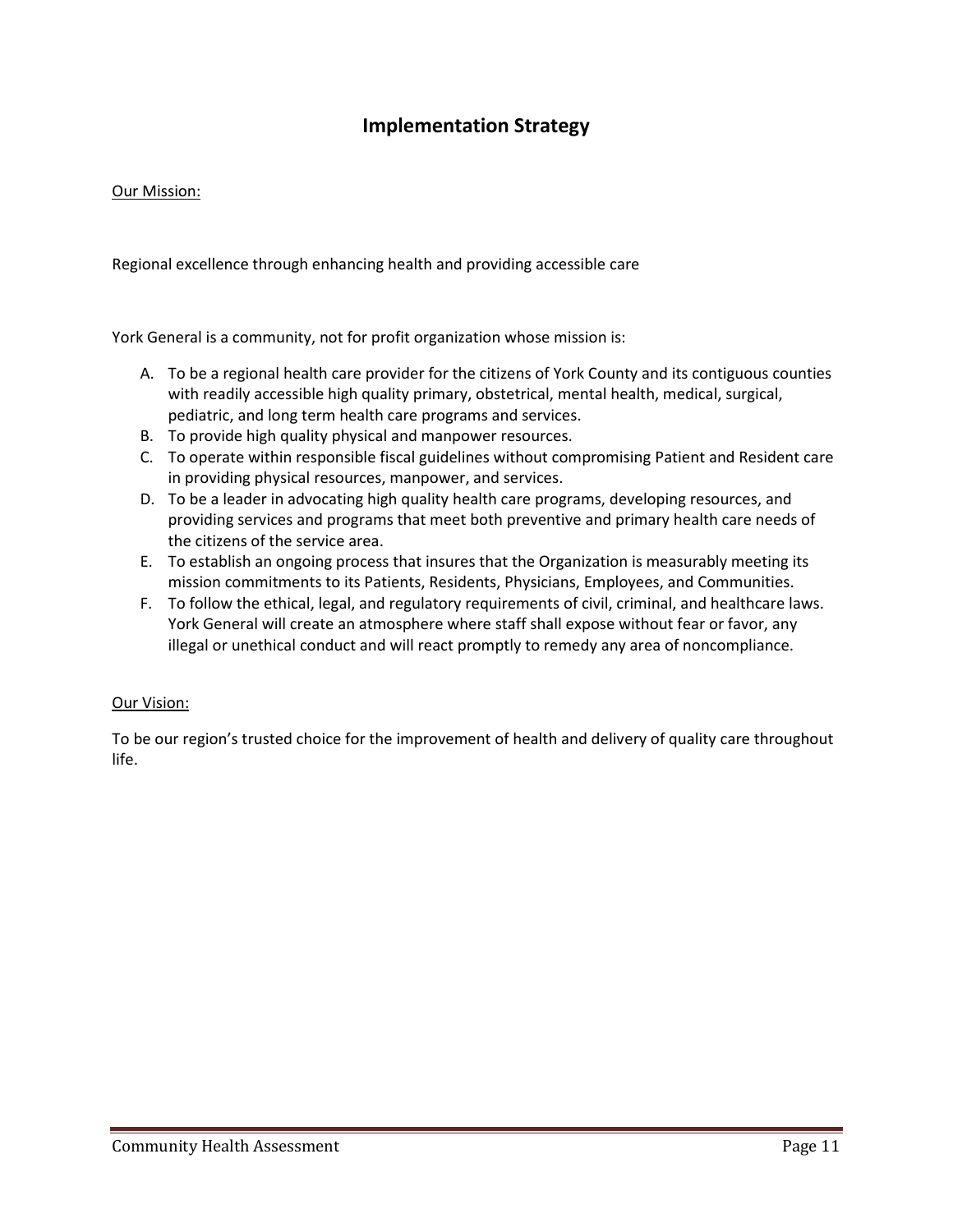## Implementation Strategy

Our Mission:

Regional excellence through enhancing health and providing accessible care

York General is a community, not for profit organization whose mission is:

A. To be a regional health care provider for the citizens of York County and its contiguous counties with readily accessible high quality primary, obstetrical, mental health, medical, surgical, pediatric, and long term health care programs and services.
B. To provide high quality physical and manpower resources.
C. To operate within responsible fiscal guidelines without compromising Patient and Resident care in providing physical resources, manpower, and services.
D. To be a leader in advocating high quality health care programs, developing resources, and providing services and programs that meet both preventive and primary health care needs of the citizens of the service area.
E. To establish an ongoing process that insures that the Organization is measurably meeting its mission commitments to its Patients, Residents, Physicians, Employees, and Communities.
F. To follow the ethical, legal, and regulatory requirements of civil, criminal, and healthcare laws. York General will create an atmosphere where staff shall expose without fear or favor, any illegal or unethical conduct and will react promptly to remedy any area of noncompliance.

Our Vision:

To be our region's trusted choice for the improvement of health and delivery of quality care throughout life.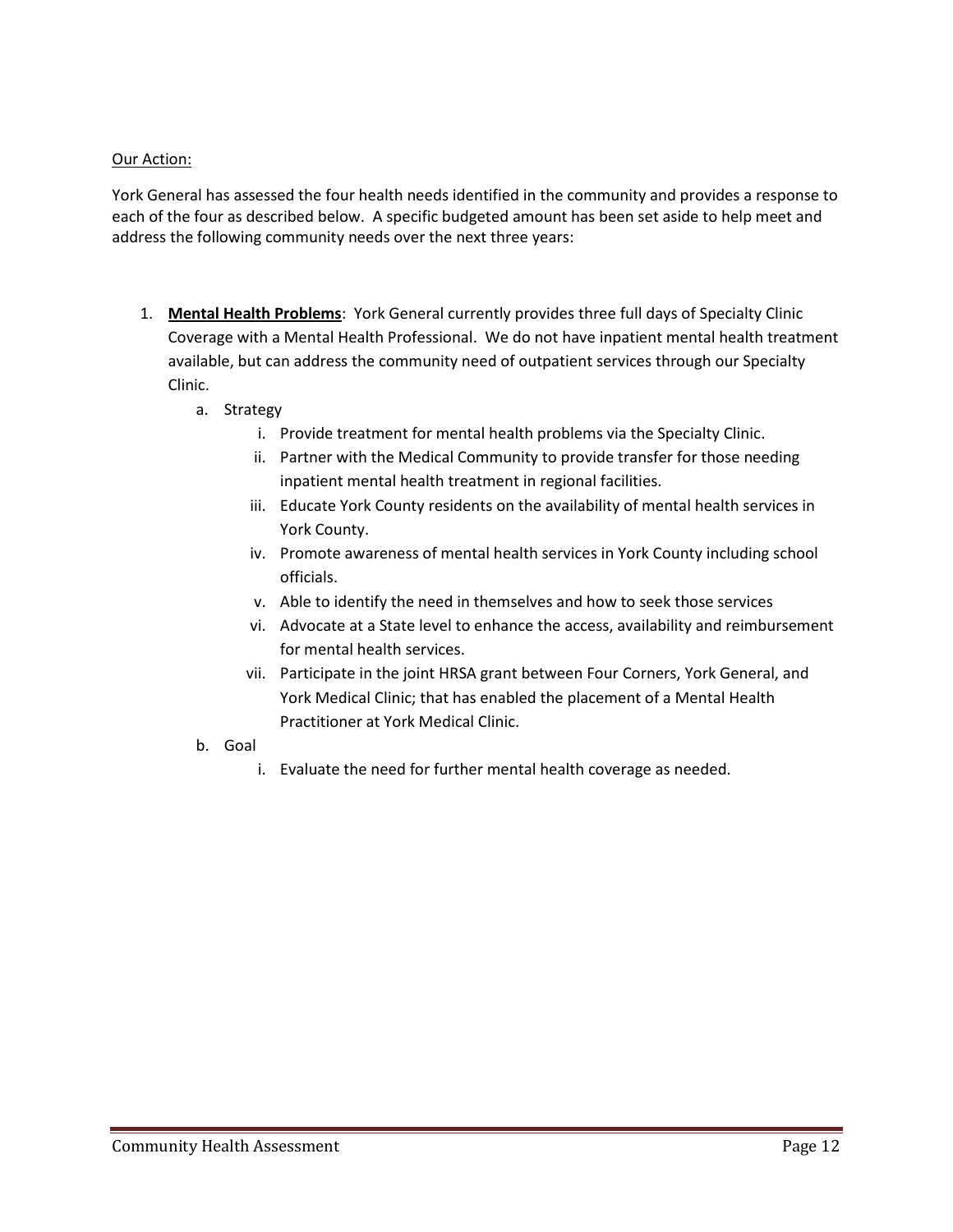<u>Our Action:</u>

York General has assessed the four health needs identified in the community and provides a response to each of the four as described below. A specific budgeted amount has been set aside to help meet and address the following community needs over the next three years:

1. **<u>Mental Health Problems</u>**: York General currently provides three full days of Specialty Clinic Coverage with a Mental Health Professional. We do not have inpatient mental health treatment available, but can address the community need of outpatient services through our Specialty Clinic.
   a. Strategy
      i. Provide treatment for mental health problems via the Specialty Clinic.
      ii. Partner with the Medical Community to provide transfer for those needing inpatient mental health treatment in regional facilities.
      iii. Educate York County residents on the availability of mental health services in York County.
      iv. Promote awareness of mental health services in York County including school officials.
      v. Able to identify the need in themselves and how to seek those services
      vi. Advocate at a State level to enhance the access, availability and reimbursement for mental health services.
      vii. Participate in the joint HRSA grant between Four Corners, York General, and York Medical Clinic; that has enabled the placement of a Mental Health Practitioner at York Medical Clinic.
   b. Goal
      i. Evaluate the need for further mental health coverage as needed.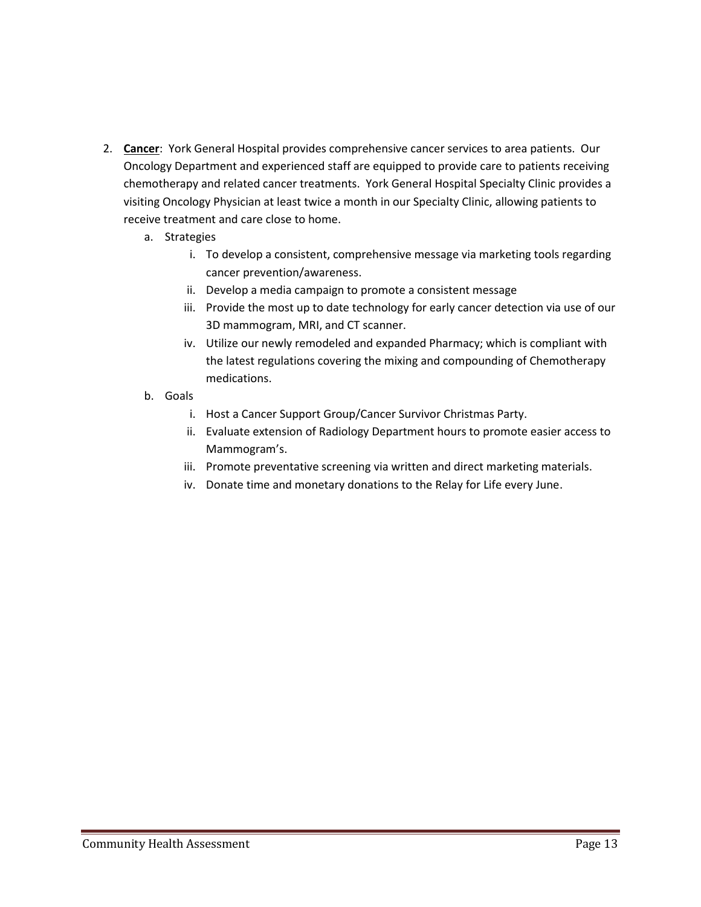2. **Cancer**: York General Hospital provides comprehensive cancer services to area patients. Our Oncology Department and experienced staff are equipped to provide care to patients receiving chemotherapy and related cancer treatments. York General Hospital Specialty Clinic provides a visiting Oncology Physician at least twice a month in our Specialty Clinic, allowing patients to receive treatment and care close to home.
   a. Strategies
      i. To develop a consistent, comprehensive message via marketing tools regarding cancer prevention/awareness.
      ii. Develop a media campaign to promote a consistent message
      iii. Provide the most up to date technology for early cancer detection via use of our 3D mammogram, MRI, and CT scanner.
      iv. Utilize our newly remodeled and expanded Pharmacy; which is compliant with the latest regulations covering the mixing and compounding of Chemotherapy medications.
   b. Goals
      i. Host a Cancer Support Group/Cancer Survivor Christmas Party.
      ii. Evaluate extension of Radiology Department hours to promote easier access to Mammogram's.
      iii. Promote preventative screening via written and direct marketing materials.
      iv. Donate time and monetary donations to the Relay for Life every June.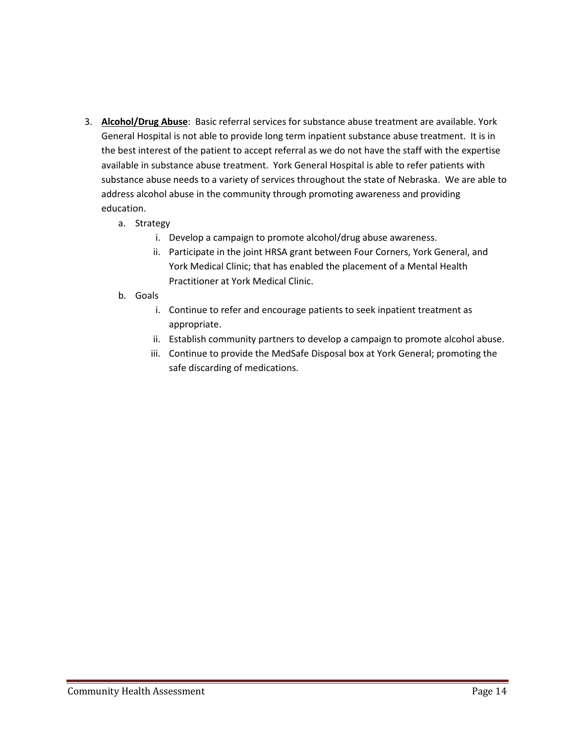3. **Alcohol/Drug Abuse**: Basic referral services for substance abuse treatment are available. York General Hospital is not able to provide long term inpatient substance abuse treatment. It is in the best interest of the patient to accept referral as we do not have the staff with the expertise available in substance abuse treatment. York General Hospital is able to refer patients with substance abuse needs to a variety of services throughout the state of Nebraska. We are able to address alcohol abuse in the community through promoting awareness and providing education.
   a. Strategy
      i. Develop a campaign to promote alcohol/drug abuse awareness.
      ii. Participate in the joint HRSA grant between Four Corners, York General, and York Medical Clinic; that has enabled the placement of a Mental Health Practitioner at York Medical Clinic.
   b. Goals
      i. Continue to refer and encourage patients to seek inpatient treatment as appropriate.
      ii. Establish community partners to develop a campaign to promote alcohol abuse.
      iii. Continue to provide the MedSafe Disposal box at York General; promoting the safe discarding of medications.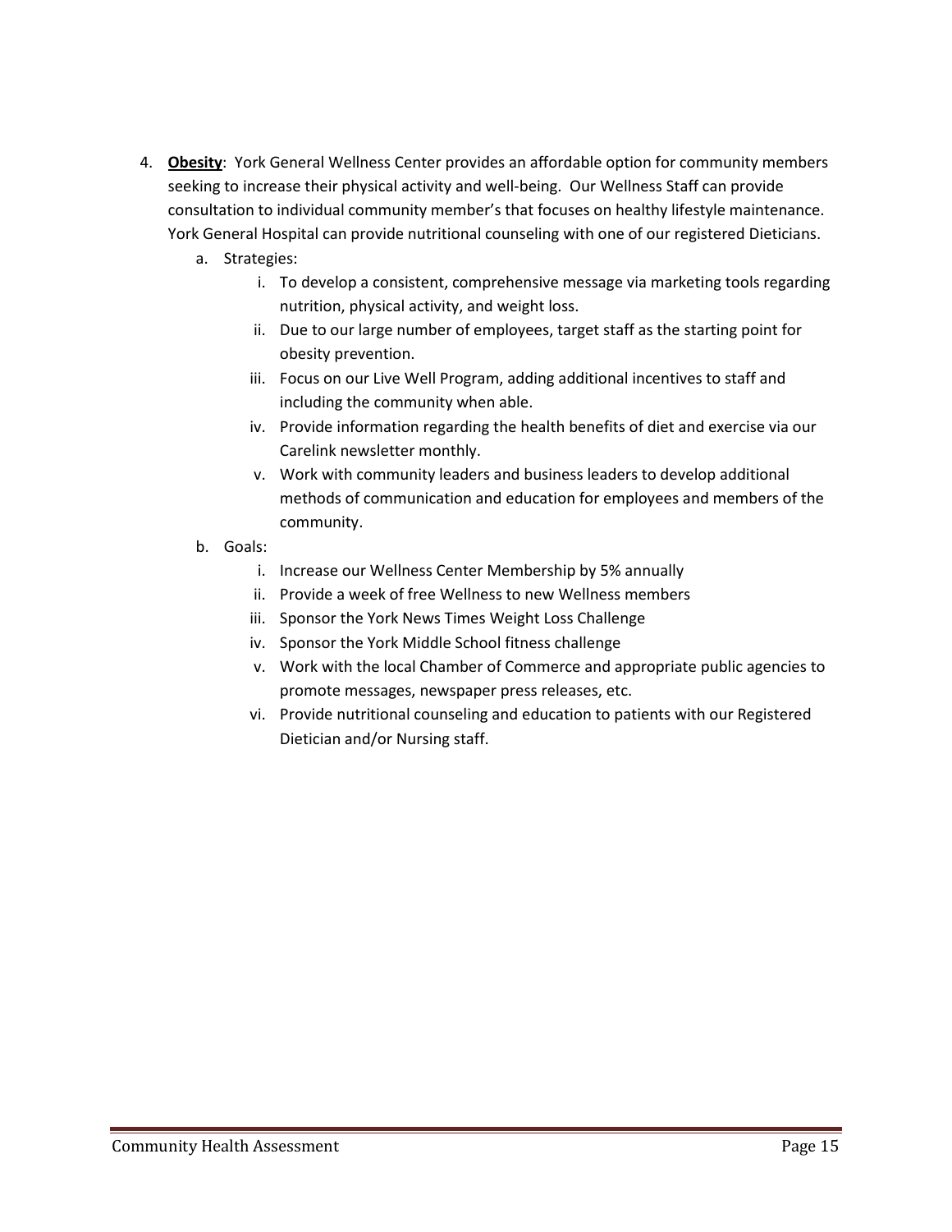4. **<u>Obesity</u>**: York General Wellness Center provides an affordable option for community members seeking to increase their physical activity and well-being. Our Wellness Staff can provide consultation to individual community member's that focuses on healthy lifestyle maintenance. York General Hospital can provide nutritional counseling with one of our registered Dieticians.
   a. Strategies:
      i. To develop a consistent, comprehensive message via marketing tools regarding nutrition, physical activity, and weight loss.
      ii. Due to our large number of employees, target staff as the starting point for obesity prevention.
      iii. Focus on our Live Well Program, adding additional incentives to staff and including the community when able.
      iv. Provide information regarding the health benefits of diet and exercise via our Carelink newsletter monthly.
      v. Work with community leaders and business leaders to develop additional methods of communication and education for employees and members of the community.
   b. Goals:
      i. Increase our Wellness Center Membership by 5% annually
      ii. Provide a week of free Wellness to new Wellness members
      iii. Sponsor the York News Times Weight Loss Challenge
      iv. Sponsor the York Middle School fitness challenge
      v. Work with the local Chamber of Commerce and appropriate public agencies to promote messages, newspaper press releases, etc.
      vi. Provide nutritional counseling and education to patients with our Registered Dietician and/or Nursing staff.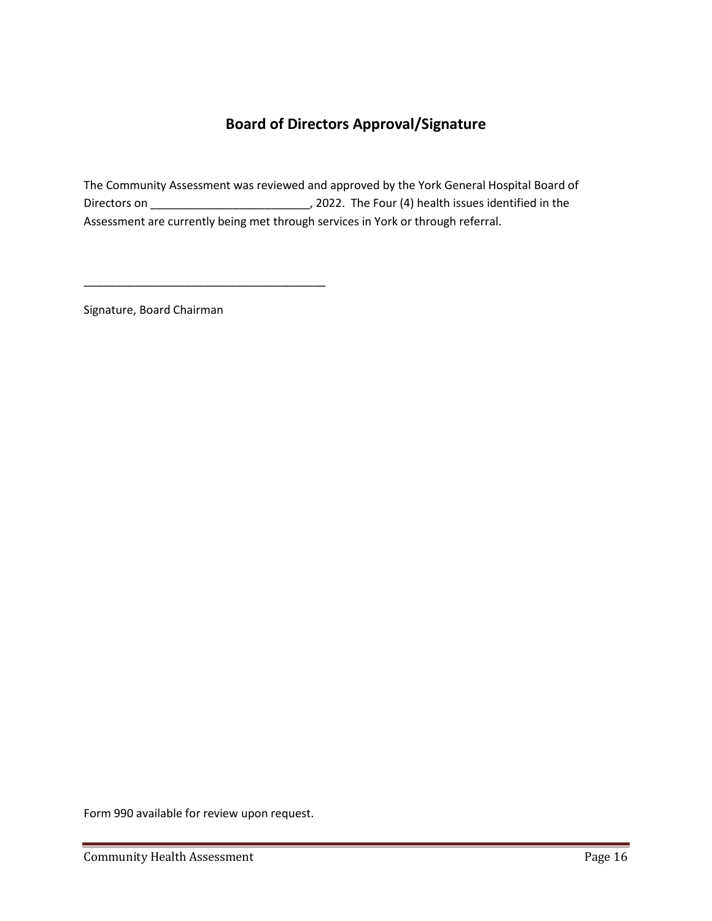## Board of Directors Approval/Signature

The Community Assessment was reviewed and approved by the York General Hospital Board of Directors on _________________________, 2022. The Four (4) health issues identified in the Assessment are currently being met through services in York or through referral.

_______________________________________

Signature, Board Chairman

Form 990 available for review upon request.